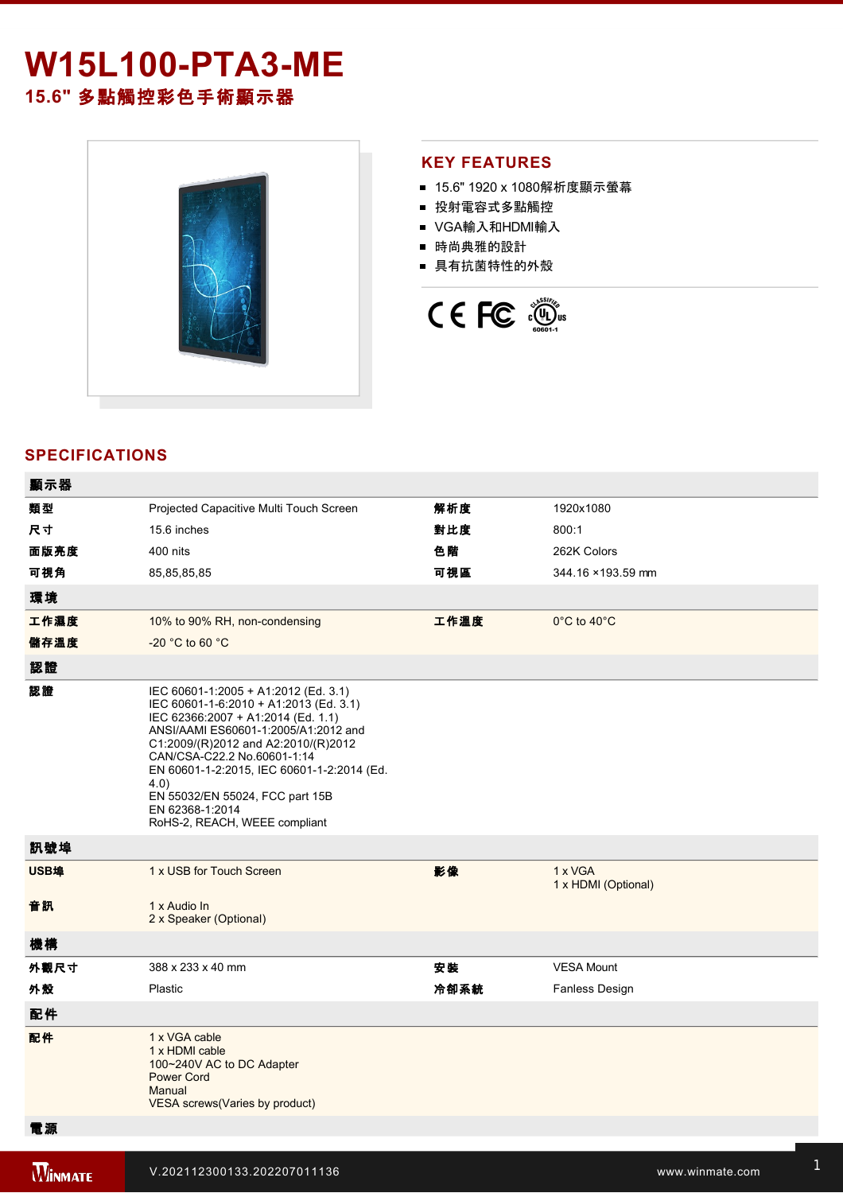# W15L100-PTA3-ME

## 15.6" 多點觸控彩色手術顯示器

## KEY FEATURES

- 15.6" 1920 x 1080解析度顯示螢幕
- 投射電容式多點觸控
- VGA輸入和HDMI輸入
- 時尚典雅的設計
- 具有抗菌特性的外殼

## SPECIFICATIONS

| 顯示器 | | | |
|---|---|---|---|
| 類型 | Projected Capacitive Multi Touch Screen | 解析度 | 1920x1080 |
| 尺寸 | 15.6 inches | 對比度 | 800:1 |
| 面版亮度 | 400 nits | 色階 | 262K Colors |
| 可視角 | 85,85,85,85 | 可視區 | 344.16 ×193.59 mm |
| **環境** | | | |
| 工作濕度 | 10% to 90% RH, non-condensing | 工作溫度 | 0°C to 40°C |
| 儲存溫度 | -20 °C to 60 °C | | |
| **認證** | | | |
| 認證 | IEC 60601-1:2005 + A1:2012 (Ed. 3.1)<br>IEC 60601-1-6:2010 + A1:2013 (Ed. 3.1)<br>IEC 62366:2007 + A1:2014 (Ed. 1.1)<br>ANSI/AAMI ES60601-1:2005/A1:2012 and C1:2009/(R)2012 and A2:2010/(R)2012<br>CAN/CSA-C22.2 No.60601-1:14<br>EN 60601-1-2:2015, IEC 60601-1-2:2014 (Ed. 4.0)<br>EN 55032/EN 55024, FCC part 15B<br>EN 62368-1:2014<br>RoHS-2, REACH, WEEE compliant | | |
| **訊號埠** | | | |
| USB埠 | 1 x USB for Touch Screen | 影像 | 1 x VGA<br>1 x HDMI (Optional) |
| 音訊 | 1 x Audio In<br>2 x Speaker (Optional) | | |
| **機構** | | | |
| 外觀尺寸 | 388 x 233 x 40 mm | 安裝 | VESA Mount |
| 外殼 | Plastic | 冷卻系統 | Fanless Design |
| **配件** | | | |
| 配件 | 1 x VGA cable<br>1 x HDMI cable<br>100~240V AC to DC Adapter<br>Power Cord<br>Manual<br>VESA screws(Varies by product) | | |
| **電源** | | | |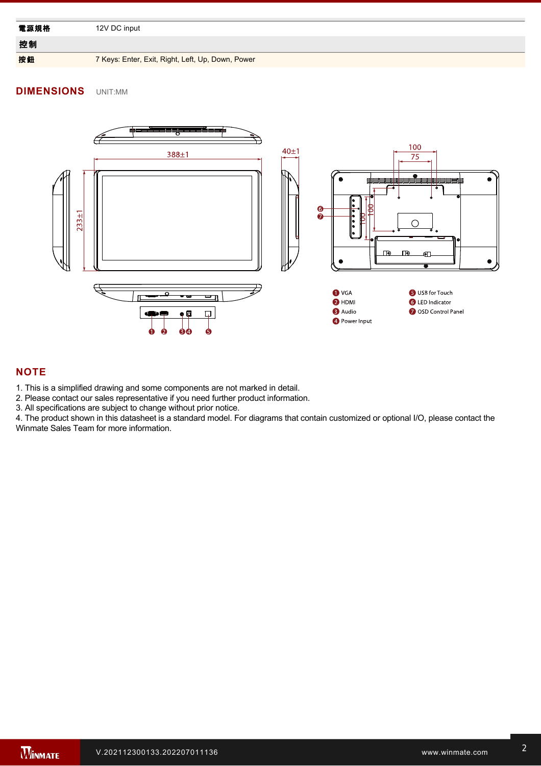| | |
|---|---|
| 電源規格 | 12V DC input |
| 控制 | |
| 按鈕 | 7 Keys: Enter, Exit, Right, Left, Up, Down, Power |

## DIMENSIONS UNIT:MM

388±1

40±1

233±1

100

75

100

100

1 VGA
2 HDMI
3 Audio
4 Power Input
5 USB for Touch
6 LED Indicator
7 OSD Control Panel

## NOTE

1. This is a simplified drawing and some components are not marked in detail.
2. Please contact our sales representative if you need further product information.
3. All specifications are subject to change without prior notice.
4. The product shown in this datasheet is a standard model. For diagrams that contain customized or optional I/O, please contact the Winmate Sales Team for more information.